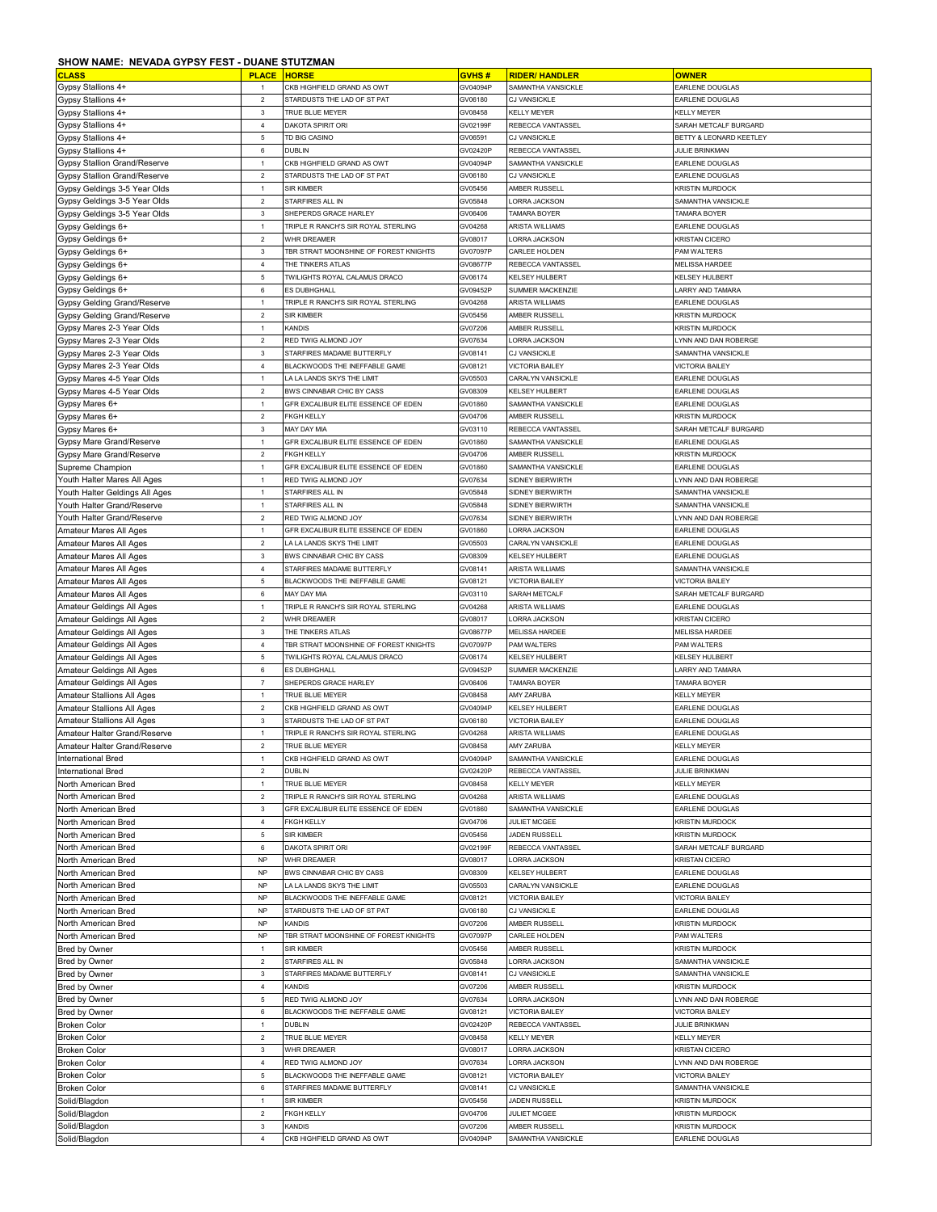## SHOW NAME: NEVADA GYPSY FEST - DUANE STUTZMAN

| CLASS | PLACE | HORSE | GVHS # | RIDER/ HANDLER | OWNER |
|---|---|---|---|---|---|
| Gypsy Stallions 4+ | 1 | CKB HIGHFIELD GRAND AS OWT | GV04094P | SAMANTHA VANSICKLE | EARLENE DOUGLAS |
| Gypsy Stallions 4+ | 2 | STARDUSTS THE LAD OF ST PAT | GV06180 | CJ VANSICKLE | EARLENE DOUGLAS |
| Gypsy Stallions 4+ | 3 | TRUE BLUE MEYER | GV08458 | KELLY MEYER | KELLY MEYER |
| Gypsy Stallions 4+ | 4 | DAKOTA SPIRIT ORI | GV02199F | REBECCA VANTASSEL | SARAH METCALF BURGARD |
| Gypsy Stallions 4+ | 5 | TD BIG CASINO | GV06591 | CJ VANSICKLE | BETTY & LEONARD KEETLEY |
| Gypsy Stallions 4+ | 6 | DUBLIN | GV02420P | REBECCA VANTASSEL | JULIE BRINKMAN |
| Gypsy Stallion Grand/Reserve | 1 | CKB HIGHFIELD GRAND AS OWT | GV04094P | SAMANTHA VANSICKLE | EARLENE DOUGLAS |
| Gypsy Stallion Grand/Reserve | 2 | STARDUSTS THE LAD OF ST PAT | GV06180 | CJ VANSICKLE | EARLENE DOUGLAS |
| Gypsy Geldings 3-5 Year Olds | 1 | SIR KIMBER | GV05456 | AMBER RUSSELL | KRISTIN MURDOCK |
| Gypsy Geldings 3-5 Year Olds | 2 | STARFIRES ALL IN | GV05848 | LORRA JACKSON | SAMANTHA VANSICKLE |
| Gypsy Geldings 3-5 Year Olds | 3 | SHEPERDS GRACE HARLEY | GV06406 | TAMARA BOYER | TAMARA BOYER |
| Gypsy Geldings 6+ | 1 | TRIPLE R RANCH'S SIR ROYAL STERLING | GV04268 | ARISTA WILLIAMS | EARLENE DOUGLAS |
| Gypsy Geldings 6+ | 2 | WHR DREAMER | GV08017 | LORRA JACKSON | KRISTAN CICERO |
| Gypsy Geldings 6+ | 3 | TBR STRAIT MOONSHINE OF FOREST KNIGHTS | GV07097P | CARLEE HOLDEN | PAM WALTERS |
| Gypsy Geldings 6+ | 4 | THE TINKERS ATLAS | GV08677P | REBECCA VANTASSEL | MELISSA HARDEE |
| Gypsy Geldings 6+ | 5 | TWILIGHTS ROYAL CALAMUS DRACO | GV06174 | KELSEY HULBERT | KELSEY HULBERT |
| Gypsy Geldings 6+ | 6 | ES DUBHGHALL | GV09452P | SUMMER MACKENZIE | LARRY AND TAMARA |
| Gypsy Gelding Grand/Reserve | 1 | TRIPLE R RANCH'S SIR ROYAL STERLING | GV04268 | ARISTA WILLIAMS | EARLENE DOUGLAS |
| Gypsy Gelding Grand/Reserve | 2 | SIR KIMBER | GV05456 | AMBER RUSSELL | KRISTIN MURDOCK |
| Gypsy Mares 2-3 Year Olds | 1 | KANDIS | GV07206 | AMBER RUSSELL | KRISTIN MURDOCK |
| Gypsy Mares 2-3 Year Olds | 2 | RED TWIG ALMOND JOY | GV07634 | LORRA JACKSON | LYNN AND DAN ROBERGE |
| Gypsy Mares 2-3 Year Olds | 3 | STARFIRES MADAME BUTTERFLY | GV08141 | CJ VANSICKLE | SAMANTHA VANSICKLE |
| Gypsy Mares 2-3 Year Olds | 4 | BLACKWOODS THE INEFFABLE GAME | GV08121 | VICTORIA BAILEY | VICTORIA BAILEY |
| Gypsy Mares 4-5 Year Olds | 1 | LA LA LANDS SKYS THE LIMIT | GV05503 | CARALYN VANSICKLE | EARLENE DOUGLAS |
| Gypsy Mares 4-5 Year Olds | 2 | BWS CINNABAR CHIC BY CASS | GV08309 | KELSEY HULBERT | EARLENE DOUGLAS |
| Gypsy Mares 6+ | 1 | GFR EXCALIBUR ELITE ESSENCE OF EDEN | GV01860 | SAMANTHA VANSICKLE | EARLENE DOUGLAS |
| Gypsy Mares 6+ | 2 | FKGH KELLY | GV04706 | AMBER RUSSELL | KRISTIN MURDOCK |
| Gypsy Mares 6+ | 3 | MAY DAY MIA | GV03110 | REBECCA VANTASSEL | SARAH METCALF BURGARD |
| Gypsy Mare Grand/Reserve | 1 | GFR EXCALIBUR ELITE ESSENCE OF EDEN | GV01860 | SAMANTHA VANSICKLE | EARLENE DOUGLAS |
| Gypsy Mare Grand/Reserve | 2 | FKGH KELLY | GV04706 | AMBER RUSSELL | KRISTIN MURDOCK |
| Supreme Champion | 1 | GFR EXCALIBUR ELITE ESSENCE OF EDEN | GV01860 | SAMANTHA VANSICKLE | EARLENE DOUGLAS |
| Youth Halter Mares All Ages | 1 | RED TWIG ALMOND JOY | GV07634 | SIDNEY BIERWIRTH | LYNN AND DAN ROBERGE |
| Youth Halter Geldings All Ages | 1 | STARFIRES ALL IN | GV05848 | SIDNEY BIERWIRTH | SAMANTHA VANSICKLE |
| Youth Halter Grand/Reserve | 1 | STARFIRES ALL IN | GV05848 | SIDNEY BIERWIRTH | SAMANTHA VANSICKLE |
| Youth Halter Grand/Reserve | 2 | RED TWIG ALMOND JOY | GV07634 | SIDNEY BIERWIRTH | LYNN AND DAN ROBERGE |
| Amateur Mares All Ages | 1 | GFR EXCALIBUR ELITE ESSENCE OF EDEN | GV01860 | LORRA JACKSON | EARLENE DOUGLAS |
| Amateur Mares All Ages | 2 | LA LA LANDS SKYS THE LIMIT | GV05503 | CARALYN VANSICKLE | EARLENE DOUGLAS |
| Amateur Mares All Ages | 3 | BWS CINNABAR CHIC BY CASS | GV08309 | KELSEY HULBERT | EARLENE DOUGLAS |
| Amateur Mares All Ages | 4 | STARFIRES MADAME BUTTERFLY | GV08141 | ARISTA WILLIAMS | SAMANTHA VANSICKLE |
| Amateur Mares All Ages | 5 | BLACKWOODS THE INEFFABLE GAME | GV08121 | VICTORIA BAILEY | VICTORIA BAILEY |
| Amateur Mares All Ages | 6 | MAY DAY MIA | GV03110 | SARAH METCALF | SARAH METCALF BURGARD |
| Amateur Geldings All Ages | 1 | TRIPLE R RANCH'S SIR ROYAL STERLING | GV04268 | ARISTA WILLIAMS | EARLENE DOUGLAS |
| Amateur Geldings All Ages | 2 | WHR DREAMER | GV08017 | LORRA JACKSON | KRISTAN CICERO |
| Amateur Geldings All Ages | 3 | THE TINKERS ATLAS | GV08677P | MELISSA HARDEE | MELISSA HARDEE |
| Amateur Geldings All Ages | 4 | TBR STRAIT MOONSHINE OF FOREST KNIGHTS | GV07097P | PAM WALTERS | PAM WALTERS |
| Amateur Geldings All Ages | 5 | TWILIGHTS ROYAL CALAMUS DRACO | GV06174 | KELSEY HULBERT | KELSEY HULBERT |
| Amateur Geldings All Ages | 6 | ES DUBHGHALL | GV09452P | SUMMER MACKENZIE | LARRY AND TAMARA |
| Amateur Geldings All Ages | 7 | SHEPERDS GRACE HARLEY | GV06406 | TAMARA BOYER | TAMARA BOYER |
| Amateur Stallions All Ages | 1 | TRUE BLUE MEYER | GV08458 | AMY ZARUBA | KELLY MEYER |
| Amateur Stallions All Ages | 2 | CKB HIGHFIELD GRAND AS OWT | GV04094P | KELSEY HULBERT | EARLENE DOUGLAS |
| Amateur Stallions All Ages | 3 | STARDUSTS THE LAD OF ST PAT | GV06180 | VICTORIA BAILEY | EARLENE DOUGLAS |
| Amateur Halter Grand/Reserve | 1 | TRIPLE R RANCH'S SIR ROYAL STERLING | GV04268 | ARISTA WILLIAMS | EARLENE DOUGLAS |
| Amateur Halter Grand/Reserve | 2 | TRUE BLUE MEYER | GV08458 | AMY ZARUBA | KELLY MEYER |
| International Bred | 1 | CKB HIGHFIELD GRAND AS OWT | GV04094P | SAMANTHA VANSICKLE | EARLENE DOUGLAS |
| International Bred | 2 | DUBLIN | GV02420P | REBECCA VANTASSEL | JULIE BRINKMAN |
| North American Bred | 1 | TRUE BLUE MEYER | GV08458 | KELLY MEYER | KELLY MEYER |
| North American Bred | 2 | TRIPLE R RANCH'S SIR ROYAL STERLING | GV04268 | ARISTA WILLIAMS | EARLENE DOUGLAS |
| North American Bred | 3 | GFR EXCALIBUR ELITE ESSENCE OF EDEN | GV01860 | SAMANTHA VANSICKLE | EARLENE DOUGLAS |
| North American Bred | 4 | FKGH KELLY | GV04706 | JULIET MCGEE | KRISTIN MURDOCK |
| North American Bred | 5 | SIR KIMBER | GV05456 | JADEN RUSSELL | KRISTIN MURDOCK |
| North American Bred | 6 | DAKOTA SPIRIT ORI | GV02199F | REBECCA VANTASSEL | SARAH METCALF BURGARD |
| North American Bred | NP | WHR DREAMER | GV08017 | LORRA JACKSON | KRISTAN CICERO |
| North American Bred | NP | BWS CINNABAR CHIC BY CASS | GV08309 | KELSEY HULBERT | EARLENE DOUGLAS |
| North American Bred | NP | LA LA LANDS SKYS THE LIMIT | GV05503 | CARALYN VANSICKLE | EARLENE DOUGLAS |
| North American Bred | NP | BLACKWOODS THE INEFFABLE GAME | GV08121 | VICTORIA BAILEY | VICTORIA BAILEY |
| North American Bred | NP | STARDUSTS THE LAD OF ST PAT | GV06180 | CJ VANSICKLE | EARLENE DOUGLAS |
| North American Bred | NP | KANDIS | GV07206 | AMBER RUSSELL | KRISTIN MURDOCK |
| North American Bred | NP | TBR STRAIT MOONSHINE OF FOREST KNIGHTS | GV07097P | CARLEE HOLDEN | PAM WALTERS |
| Bred by Owner | 1 | SIR KIMBER | GV05456 | AMBER RUSSELL | KRISTIN MURDOCK |
| Bred by Owner | 2 | STARFIRES ALL IN | GV05848 | LORRA JACKSON | SAMANTHA VANSICKLE |
| Bred by Owner | 3 | STARFIRES MADAME BUTTERFLY | GV08141 | CJ VANSICKLE | SAMANTHA VANSICKLE |
| Bred by Owner | 4 | KANDIS | GV07206 | AMBER RUSSELL | KRISTIN MURDOCK |
| Bred by Owner | 5 | RED TWIG ALMOND JOY | GV07634 | LORRA JACKSON | LYNN AND DAN ROBERGE |
| Bred by Owner | 6 | BLACKWOODS THE INEFFABLE GAME | GV08121 | VICTORIA BAILEY | VICTORIA BAILEY |
| Broken Color | 1 | DUBLIN | GV02420P | REBECCA VANTASSEL | JULIE BRINKMAN |
| Broken Color | 2 | TRUE BLUE MEYER | GV08458 | KELLY MEYER | KELLY MEYER |
| Broken Color | 3 | WHR DREAMER | GV08017 | LORRA JACKSON | KRISTAN CICERO |
| Broken Color | 4 | RED TWIG ALMOND JOY | GV07634 | LORRA JACKSON | LYNN AND DAN ROBERGE |
| Broken Color | 5 | BLACKWOODS THE INEFFABLE GAME | GV08121 | VICTORIA BAILEY | VICTORIA BAILEY |
| Broken Color | 6 | STARFIRES MADAME BUTTERFLY | GV08141 | CJ VANSICKLE | SAMANTHA VANSICKLE |
| Solid/Blagdon | 1 | SIR KIMBER | GV05456 | JADEN RUSSELL | KRISTIN MURDOCK |
| Solid/Blagdon | 2 | FKGH KELLY | GV04706 | JULIET MCGEE | KRISTIN MURDOCK |
| Solid/Blagdon | 3 | KANDIS | GV07206 | AMBER RUSSELL | KRISTIN MURDOCK |
| Solid/Blagdon | 4 | CKB HIGHFIELD GRAND AS OWT | GV04094P | SAMANTHA VANSICKLE | EARLENE DOUGLAS |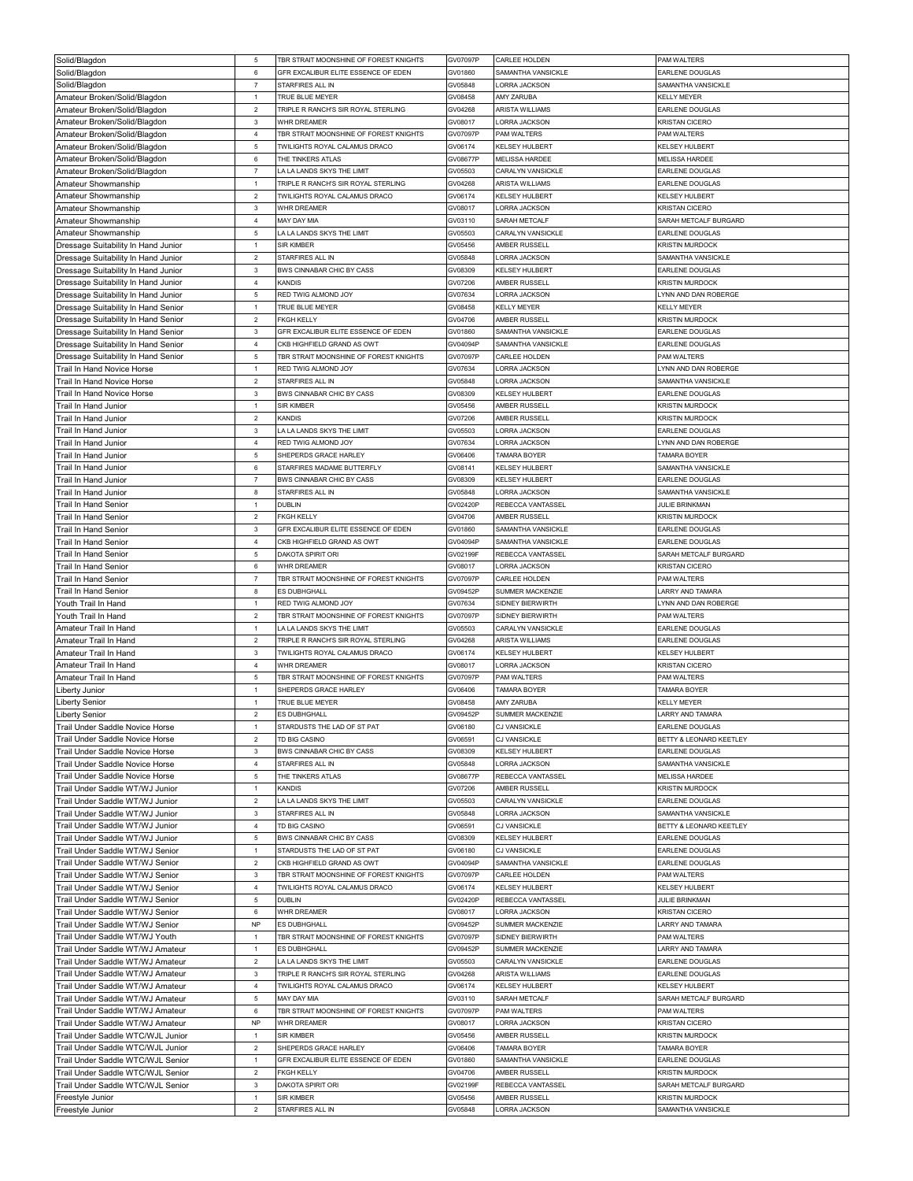| | | | | | |
|---|---|---|---|---|---|
| Solid/Blagdon | 5 | TBR STRAIT MOONSHINE OF FOREST KNIGHTS | GV07097P | CARLEE HOLDEN | PAM WALTERS |
| Solid/Blagdon | 6 | GFR EXCALIBUR ELITE ESSENCE OF EDEN | GV01860 | SAMANTHA VANSICKLE | EARLENE DOUGLAS |
| Solid/Blagdon | 7 | STARFIRES ALL IN | GV05848 | LORRA JACKSON | SAMANTHA VANSICKLE |
| Amateur Broken/Solid/Blagdon | 1 | TRUE BLUE MEYER | GV08458 | AMY ZARUBA | KELLY MEYER |
| Amateur Broken/Solid/Blagdon | 2 | TRIPLE R RANCH'S SIR ROYAL STERLING | GV04268 | ARISTA WILLIAMS | EARLENE DOUGLAS |
| Amateur Broken/Solid/Blagdon | 3 | WHR DREAMER | GV08017 | LORRA JACKSON | KRISTAN CICERO |
| Amateur Broken/Solid/Blagdon | 4 | TBR STRAIT MOONSHINE OF FOREST KNIGHTS | GV07097P | PAM WALTERS | PAM WALTERS |
| Amateur Broken/Solid/Blagdon | 5 | TWILIGHTS ROYAL CALAMUS DRACO | GV06174 | KELSEY HULBERT | KELSEY HULBERT |
| Amateur Broken/Solid/Blagdon | 6 | THE TINKERS ATLAS | GV08677P | MELISSA HARDEE | MELISSA HARDEE |
| Amateur Broken/Solid/Blagdon | 7 | LA LA LANDS SKYS THE LIMIT | GV05503 | CARALYN VANSICKLE | EARLENE DOUGLAS |
| Amateur Showmanship | 1 | TRIPLE R RANCH'S SIR ROYAL STERLING | GV04268 | ARISTA WILLIAMS | EARLENE DOUGLAS |
| Amateur Showmanship | 2 | TWILIGHTS ROYAL CALAMUS DRACO | GV06174 | KELSEY HULBERT | KELSEY HULBERT |
| Amateur Showmanship | 3 | WHR DREAMER | GV08017 | LORRA JACKSON | KRISTAN CICERO |
| Amateur Showmanship | 4 | MAY DAY MIA | GV03110 | SARAH METCALF | SARAH METCALF BURGARD |
| Amateur Showmanship | 5 | LA LA LANDS SKYS THE LIMIT | GV05503 | CARALYN VANSICKLE | EARLENE DOUGLAS |
| Dressage Suitability In Hand Junior | 1 | SIR KIMBER | GV05456 | AMBER RUSSELL | KRISTIN MURDOCK |
| Dressage Suitability In Hand Junior | 2 | STARFIRES ALL IN | GV05848 | LORRA JACKSON | SAMANTHA VANSICKLE |
| Dressage Suitability In Hand Junior | 3 | BWS CINNABAR CHIC BY CASS | GV08309 | KELSEY HULBERT | EARLENE DOUGLAS |
| Dressage Suitability In Hand Junior | 4 | KANDIS | GV07206 | AMBER RUSSELL | KRISTIN MURDOCK |
| Dressage Suitability In Hand Junior | 5 | RED TWIG ALMOND JOY | GV07634 | LORRA JACKSON | LYNN AND DAN ROBERGE |
| Dressage Suitability In Hand Senior | 1 | TRUE BLUE MEYER | GV08458 | KELLY MEYER | KELLY MEYER |
| Dressage Suitability In Hand Senior | 2 | FKGH KELLY | GV04706 | AMBER RUSSELL | KRISTIN MURDOCK |
| Dressage Suitability In Hand Senior | 3 | GFR EXCALIBUR ELITE ESSENCE OF EDEN | GV01860 | SAMANTHA VANSICKLE | EARLENE DOUGLAS |
| Dressage Suitability In Hand Senior | 4 | CKB HIGHFIELD GRAND AS OWT | GV04094P | SAMANTHA VANSICKLE | EARLENE DOUGLAS |
| Dressage Suitability In Hand Senior | 5 | TBR STRAIT MOONSHINE OF FOREST KNIGHTS | GV07097P | CARLEE HOLDEN | PAM WALTERS |
| Trail In Hand Novice Horse | 1 | RED TWIG ALMOND JOY | GV07634 | LORRA JACKSON | LYNN AND DAN ROBERGE |
| Trail In Hand Novice Horse | 2 | STARFIRES ALL IN | GV05848 | LORRA JACKSON | SAMANTHA VANSICKLE |
| Trail In Hand Novice Horse | 3 | BWS CINNABAR CHIC BY CASS | GV08309 | KELSEY HULBERT | EARLENE DOUGLAS |
| Trail In Hand Junior | 1 | SIR KIMBER | GV05456 | AMBER RUSSELL | KRISTIN MURDOCK |
| Trail In Hand Junior | 2 | KANDIS | GV07206 | AMBER RUSSELL | KRISTIN MURDOCK |
| Trail In Hand Junior | 3 | LA LA LANDS SKYS THE LIMIT | GV05503 | LORRA JACKSON | EARLENE DOUGLAS |
| Trail In Hand Junior | 4 | RED TWIG ALMOND JOY | GV07634 | LORRA JACKSON | LYNN AND DAN ROBERGE |
| Trail In Hand Junior | 5 | SHEPERDS GRACE HARLEY | GV06406 | TAMARA BOYER | TAMARA BOYER |
| Trail In Hand Junior | 6 | STARFIRES MADAME BUTTERFLY | GV08141 | KELSEY HULBERT | SAMANTHA VANSICKLE |
| Trail In Hand Junior | 7 | BWS CINNABAR CHIC BY CASS | GV08309 | KELSEY HULBERT | EARLENE DOUGLAS |
| Trail In Hand Junior | 8 | STARFIRES ALL IN | GV05848 | LORRA JACKSON | SAMANTHA VANSICKLE |
| Trail In Hand Senior | 1 | DUBLIN | GV02420P | REBECCA VANTASSEL | JULIE BRINKMAN |
| Trail In Hand Senior | 2 | FKGH KELLY | GV04706 | AMBER RUSSELL | KRISTIN MURDOCK |
| Trail In Hand Senior | 3 | GFR EXCALIBUR ELITE ESSENCE OF EDEN | GV01860 | SAMANTHA VANSICKLE | EARLENE DOUGLAS |
| Trail In Hand Senior | 4 | CKB HIGHFIELD GRAND AS OWT | GV04094P | SAMANTHA VANSICKLE | EARLENE DOUGLAS |
| Trail In Hand Senior | 5 | DAKOTA SPIRIT ORI | GV02199F | REBECCA VANTASSEL | SARAH METCALF BURGARD |
| Trail In Hand Senior | 6 | WHR DREAMER | GV08017 | LORRA JACKSON | KRISTAN CICERO |
| Trail In Hand Senior | 7 | TBR STRAIT MOONSHINE OF FOREST KNIGHTS | GV07097P | CARLEE HOLDEN | PAM WALTERS |
| Trail In Hand Senior | 8 | ES DUBHGHALL | GV09452P | SUMMER MACKENZIE | LARRY AND TAMARA |
| Youth Trail In Hand | 1 | RED TWIG ALMOND JOY | GV07634 | SIDNEY BIERWIRTH | LYNN AND DAN ROBERGE |
| Youth Trail In Hand | 2 | TBR STRAIT MOONSHINE OF FOREST KNIGHTS | GV07097P | SIDNEY BIERWIRTH | PAM WALTERS |
| Amateur Trail In Hand | 1 | LA LA LANDS SKYS THE LIMIT | GV05503 | CARALYN VANSICKLE | EARLENE DOUGLAS |
| Amateur Trail In Hand | 2 | TRIPLE R RANCH'S SIR ROYAL STERLING | GV04268 | ARISTA WILLIAMS | EARLENE DOUGLAS |
| Amateur Trail In Hand | 3 | TWILIGHTS ROYAL CALAMUS DRACO | GV06174 | KELSEY HULBERT | KELSEY HULBERT |
| Amateur Trail In Hand | 4 | WHR DREAMER | GV08017 | LORRA JACKSON | KRISTAN CICERO |
| Amateur Trail In Hand | 5 | TBR STRAIT MOONSHINE OF FOREST KNIGHTS | GV07097P | PAM WALTERS | PAM WALTERS |
| Liberty Junior | 1 | SHEPERDS GRACE HARLEY | GV06406 | TAMARA BOYER | TAMARA BOYER |
| Liberty Senior | 1 | TRUE BLUE MEYER | GV08458 | AMY ZARUBA | KELLY MEYER |
| Liberty Senior | 2 | ES DUBHGHALL | GV09452P | SUMMER MACKENZIE | LARRY AND TAMARA |
| Trail Under Saddle Novice Horse | 1 | STARDUSTS THE LAD OF ST PAT | GV06180 | CJ VANSICKLE | EARLENE DOUGLAS |
| Trail Under Saddle Novice Horse | 2 | TD BIG CASINO | GV06591 | CJ VANSICKLE | BETTY & LEONARD KEETLEY |
| Trail Under Saddle Novice Horse | 3 | BWS CINNABAR CHIC BY CASS | GV08309 | KELSEY HULBERT | EARLENE DOUGLAS |
| Trail Under Saddle Novice Horse | 4 | STARFIRES ALL IN | GV05848 | LORRA JACKSON | SAMANTHA VANSICKLE |
| Trail Under Saddle Novice Horse | 5 | THE TINKERS ATLAS | GV08677P | REBECCA VANTASSEL | MELISSA HARDEE |
| Trail Under Saddle WT/WJ Junior | 1 | KANDIS | GV07206 | AMBER RUSSELL | KRISTIN MURDOCK |
| Trail Under Saddle WT/WJ Junior | 2 | LA LA LANDS SKYS THE LIMIT | GV05503 | CARALYN VANSICKLE | EARLENE DOUGLAS |
| Trail Under Saddle WT/WJ Junior | 3 | STARFIRES ALL IN | GV05848 | LORRA JACKSON | SAMANTHA VANSICKLE |
| Trail Under Saddle WT/WJ Junior | 4 | TD BIG CASINO | GV06591 | CJ VANSICKLE | BETTY & LEONARD KEETLEY |
| Trail Under Saddle WT/WJ Junior | 5 | BWS CINNABAR CHIC BY CASS | GV08309 | KELSEY HULBERT | EARLENE DOUGLAS |
| Trail Under Saddle WT/WJ Senior | 1 | STARDUSTS THE LAD OF ST PAT | GV06180 | CJ VANSICKLE | EARLENE DOUGLAS |
| Trail Under Saddle WT/WJ Senior | 2 | CKB HIGHFIELD GRAND AS OWT | GV04094P | SAMANTHA VANSICKLE | EARLENE DOUGLAS |
| Trail Under Saddle WT/WJ Senior | 3 | TBR STRAIT MOONSHINE OF FOREST KNIGHTS | GV07097P | CARLEE HOLDEN | PAM WALTERS |
| Trail Under Saddle WT/WJ Senior | 4 | TWILIGHTS ROYAL CALAMUS DRACO | GV06174 | KELSEY HULBERT | KELSEY HULBERT |
| Trail Under Saddle WT/WJ Senior | 5 | DUBLIN | GV02420P | REBECCA VANTASSEL | JULIE BRINKMAN |
| Trail Under Saddle WT/WJ Senior | 6 | WHR DREAMER | GV08017 | LORRA JACKSON | KRISTAN CICERO |
| Trail Under Saddle WT/WJ Senior | NP | ES DUBHGHALL | GV09452P | SUMMER MACKENZIE | LARRY AND TAMARA |
| Trail Under Saddle WT/WJ Youth | 1 | TBR STRAIT MOONSHINE OF FOREST KNIGHTS | GV07097P | SIDNEY BIERWIRTH | PAM WALTERS |
| Trail Under Saddle WT/WJ Amateur | 1 | ES DUBHGHALL | GV09452P | SUMMER MACKENZIE | LARRY AND TAMARA |
| Trail Under Saddle WT/WJ Amateur | 2 | LA LA LANDS SKYS THE LIMIT | GV05503 | CARALYN VANSICKLE | EARLENE DOUGLAS |
| Trail Under Saddle WT/WJ Amateur | 3 | TRIPLE R RANCH'S SIR ROYAL STERLING | GV04268 | ARISTA WILLIAMS | EARLENE DOUGLAS |
| Trail Under Saddle WT/WJ Amateur | 4 | TWILIGHTS ROYAL CALAMUS DRACO | GV06174 | KELSEY HULBERT | KELSEY HULBERT |
| Trail Under Saddle WT/WJ Amateur | 5 | MAY DAY MIA | GV03110 | SARAH METCALF | SARAH METCALF BURGARD |
| Trail Under Saddle WT/WJ Amateur | 6 | TBR STRAIT MOONSHINE OF FOREST KNIGHTS | GV07097P | PAM WALTERS | PAM WALTERS |
| Trail Under Saddle WT/WJ Amateur | NP | WHR DREAMER | GV08017 | LORRA JACKSON | KRISTAN CICERO |
| Trail Under Saddle WTC/WJL Junior | 1 | SIR KIMBER | GV05456 | AMBER RUSSELL | KRISTIN MURDOCK |
| Trail Under Saddle WTC/WJL Junior | 2 | SHEPERDS GRACE HARLEY | GV06406 | TAMARA BOYER | TAMARA BOYER |
| Trail Under Saddle WTC/WJL Senior | 1 | GFR EXCALIBUR ELITE ESSENCE OF EDEN | GV01860 | SAMANTHA VANSICKLE | EARLENE DOUGLAS |
| Trail Under Saddle WTC/WJL Senior | 2 | FKGH KELLY | GV04706 | AMBER RUSSELL | KRISTIN MURDOCK |
| Trail Under Saddle WTC/WJL Senior | 3 | DAKOTA SPIRIT ORI | GV02199F | REBECCA VANTASSEL | SARAH METCALF BURGARD |
| Freestyle Junior | 1 | SIR KIMBER | GV05456 | AMBER RUSSELL | KRISTIN MURDOCK |
| Freestyle Junior | 2 | STARFIRES ALL IN | GV05848 | LORRA JACKSON | SAMANTHA VANSICKLE |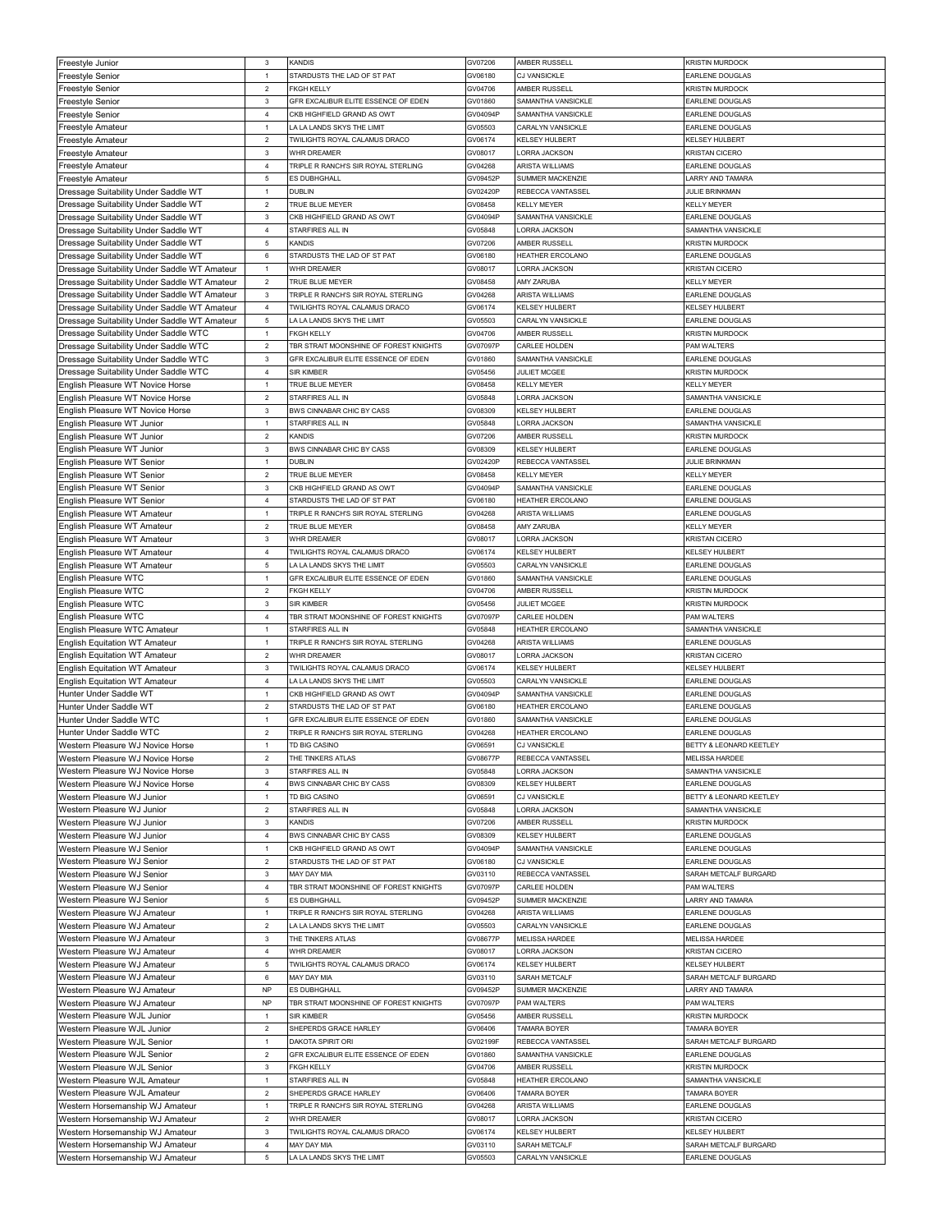| Freestyle Junior | 3 | KANDIS | GV07206 | AMBER RUSSELL | KRISTIN MURDOCK |
|---|---|---|---|---|---|
| Freestyle Senior | 1 | STARDUSTS THE LAD OF ST PAT | GV06180 | CJ VANSICKLE | EARLENE DOUGLAS |
| Freestyle Senior | 2 | FKGH KELLY | GV04706 | AMBER RUSSELL | KRISTIN MURDOCK |
| Freestyle Senior | 3 | GFR EXCALIBUR ELITE ESSENCE OF EDEN | GV01860 | SAMANTHA VANSICKLE | EARLENE DOUGLAS |
| Freestyle Senior | 4 | CKB HIGHFIELD GRAND AS OWT | GV04094P | SAMANTHA VANSICKLE | EARLENE DOUGLAS |
| Freestyle Amateur | 1 | LA LA LANDS SKYS THE LIMIT | GV05503 | CARALYN VANSICKLE | EARLENE DOUGLAS |
| Freestyle Amateur | 2 | TWILIGHTS ROYAL CALAMUS DRACO | GV06174 | KELSEY HULBERT | KELSEY HULBERT |
| Freestyle Amateur | 3 | WHR DREAMER | GV08017 | LORRA JACKSON | KRISTAN CICERO |
| Freestyle Amateur | 4 | TRIPLE R RANCH'S SIR ROYAL STERLING | GV04268 | ARISTA WILLIAMS | EARLENE DOUGLAS |
| Freestyle Amateur | 5 | ES DUBHGHALL | GV09452P | SUMMER MACKENZIE | LARRY AND TAMARA |
| Dressage Suitability Under Saddle WT | 1 | DUBLIN | GV02420P | REBECCA VANTASSEL | JULIE BRINKMAN |
| Dressage Suitability Under Saddle WT | 2 | TRUE BLUE MEYER | GV08458 | KELLY MEYER | KELLY MEYER |
| Dressage Suitability Under Saddle WT | 3 | CKB HIGHFIELD GRAND AS OWT | GV04094P | SAMANTHA VANSICKLE | EARLENE DOUGLAS |
| Dressage Suitability Under Saddle WT | 4 | STARFIRES ALL IN | GV05848 | LORRA JACKSON | SAMANTHA VANSICKLE |
| Dressage Suitability Under Saddle WT | 5 | KANDIS | GV07206 | AMBER RUSSELL | KRISTIN MURDOCK |
| Dressage Suitability Under Saddle WT | 6 | STARDUSTS THE LAD OF ST PAT | GV06180 | HEATHER ERCOLANO | EARLENE DOUGLAS |
| Dressage Suitability Under Saddle WT Amateur | 1 | WHR DREAMER | GV08017 | LORRA JACKSON | KRISTAN CICERO |
| Dressage Suitability Under Saddle WT Amateur | 2 | TRUE BLUE MEYER | GV08458 | AMY ZARUBA | KELLY MEYER |
| Dressage Suitability Under Saddle WT Amateur | 3 | TRIPLE R RANCH'S SIR ROYAL STERLING | GV04268 | ARISTA WILLIAMS | EARLENE DOUGLAS |
| Dressage Suitability Under Saddle WT Amateur | 4 | TWILIGHTS ROYAL CALAMUS DRACO | GV06174 | KELSEY HULBERT | KELSEY HULBERT |
| Dressage Suitability Under Saddle WT Amateur | 5 | LA LA LANDS SKYS THE LIMIT | GV05503 | CARALYN VANSICKLE | EARLENE DOUGLAS |
| Dressage Suitability Under Saddle WTC | 1 | FKGH KELLY | GV04706 | AMBER RUSSELL | KRISTIN MURDOCK |
| Dressage Suitability Under Saddle WTC | 2 | TBR STRAIT MOONSHINE OF FOREST KNIGHTS | GV07097P | CARLEE HOLDEN | PAM WALTERS |
| Dressage Suitability Under Saddle WTC | 3 | GFR EXCALIBUR ELITE ESSENCE OF EDEN | GV01860 | SAMANTHA VANSICKLE | EARLENE DOUGLAS |
| Dressage Suitability Under Saddle WTC | 4 | SIR KIMBER | GV05456 | JULIET MCGEE | KRISTIN MURDOCK |
| English Pleasure WT Novice Horse | 1 | TRUE BLUE MEYER | GV08458 | KELLY MEYER | KELLY MEYER |
| English Pleasure WT Novice Horse | 2 | STARFIRES ALL IN | GV05848 | LORRA JACKSON | SAMANTHA VANSICKLE |
| English Pleasure WT Novice Horse | 3 | BWS CINNABAR CHIC BY CASS | GV08309 | KELSEY HULBERT | EARLENE DOUGLAS |
| English Pleasure WT Junior | 1 | STARFIRES ALL IN | GV05848 | LORRA JACKSON | SAMANTHA VANSICKLE |
| English Pleasure WT Junior | 2 | KANDIS | GV07206 | AMBER RUSSELL | KRISTIN MURDOCK |
| English Pleasure WT Junior | 3 | BWS CINNABAR CHIC BY CASS | GV08309 | KELSEY HULBERT | EARLENE DOUGLAS |
| English Pleasure WT Senior | 1 | DUBLIN | GV02420P | REBECCA VANTASSEL | JULIE BRINKMAN |
| English Pleasure WT Senior | 2 | TRUE BLUE MEYER | GV08458 | KELLY MEYER | KELLY MEYER |
| English Pleasure WT Senior | 3 | CKB HIGHFIELD GRAND AS OWT | GV04094P | SAMANTHA VANSICKLE | EARLENE DOUGLAS |
| English Pleasure WT Senior | 4 | STARDUSTS THE LAD OF ST PAT | GV06180 | HEATHER ERCOLANO | EARLENE DOUGLAS |
| English Pleasure WT Amateur | 1 | TRIPLE R RANCH'S SIR ROYAL STERLING | GV04268 | ARISTA WILLIAMS | EARLENE DOUGLAS |
| English Pleasure WT Amateur | 2 | TRUE BLUE MEYER | GV08458 | AMY ZARUBA | KELLY MEYER |
| English Pleasure WT Amateur | 3 | WHR DREAMER | GV08017 | LORRA JACKSON | KRISTAN CICERO |
| English Pleasure WT Amateur | 4 | TWILIGHTS ROYAL CALAMUS DRACO | GV06174 | KELSEY HULBERT | KELSEY HULBERT |
| English Pleasure WT Amateur | 5 | LA LA LANDS SKYS THE LIMIT | GV05503 | CARALYN VANSICKLE | EARLENE DOUGLAS |
| English Pleasure WTC | 1 | GFR EXCALIBUR ELITE ESSENCE OF EDEN | GV01860 | SAMANTHA VANSICKLE | EARLENE DOUGLAS |
| English Pleasure WTC | 2 | FKGH KELLY | GV04706 | AMBER RUSSELL | KRISTIN MURDOCK |
| English Pleasure WTC | 3 | SIR KIMBER | GV05456 | JULIET MCGEE | KRISTIN MURDOCK |
| English Pleasure WTC | 4 | TBR STRAIT MOONSHINE OF FOREST KNIGHTS | GV07097P | CARLEE HOLDEN | PAM WALTERS |
| English Pleasure WTC Amateur | 1 | STARFIRES ALL IN | GV05848 | HEATHER ERCOLANO | SAMANTHA VANSICKLE |
| English Equitation WT Amateur | 1 | TRIPLE R RANCH'S SIR ROYAL STERLING | GV04268 | ARISTA WILLIAMS | EARLENE DOUGLAS |
| English Equitation WT Amateur | 2 | WHR DREAMER | GV08017 | LORRA JACKSON | KRISTAN CICERO |
| English Equitation WT Amateur | 3 | TWILIGHTS ROYAL CALAMUS DRACO | GV06174 | KELSEY HULBERT | KELSEY HULBERT |
| English Equitation WT Amateur | 4 | LA LA LANDS SKYS THE LIMIT | GV05503 | CARALYN VANSICKLE | EARLENE DOUGLAS |
| Hunter Under Saddle WT | 1 | CKB HIGHFIELD GRAND AS OWT | GV04094P | SAMANTHA VANSICKLE | EARLENE DOUGLAS |
| Hunter Under Saddle WT | 2 | STARDUSTS THE LAD OF ST PAT | GV06180 | HEATHER ERCOLANO | EARLENE DOUGLAS |
| Hunter Under Saddle WTC | 1 | GFR EXCALIBUR ELITE ESSENCE OF EDEN | GV01860 | SAMANTHA VANSICKLE | EARLENE DOUGLAS |
| Hunter Under Saddle WTC | 2 | TRIPLE R RANCH'S SIR ROYAL STERLING | GV04268 | HEATHER ERCOLANO | EARLENE DOUGLAS |
| Western Pleasure WJ Novice Horse | 1 | TD BIG CASINO | GV06591 | CJ VANSICKLE | BETTY & LEONARD KEETLEY |
| Western Pleasure WJ Novice Horse | 2 | THE TINKERS ATLAS | GV08677P | REBECCA VANTASSEL | MELISSA HARDEE |
| Western Pleasure WJ Novice Horse | 3 | STARFIRES ALL IN | GV05848 | LORRA JACKSON | SAMANTHA VANSICKLE |
| Western Pleasure WJ Novice Horse | 4 | BWS CINNABAR CHIC BY CASS | GV08309 | KELSEY HULBERT | EARLENE DOUGLAS |
| Western Pleasure WJ Junior | 1 | TD BIG CASINO | GV06591 | CJ VANSICKLE | BETTY & LEONARD KEETLEY |
| Western Pleasure WJ Junior | 2 | STARFIRES ALL IN | GV05848 | LORRA JACKSON | SAMANTHA VANSICKLE |
| Western Pleasure WJ Junior | 3 | KANDIS | GV07206 | AMBER RUSSELL | KRISTIN MURDOCK |
| Western Pleasure WJ Junior | 4 | BWS CINNABAR CHIC BY CASS | GV08309 | KELSEY HULBERT | EARLENE DOUGLAS |
| Western Pleasure WJ Senior | 1 | CKB HIGHFIELD GRAND AS OWT | GV04094P | SAMANTHA VANSICKLE | EARLENE DOUGLAS |
| Western Pleasure WJ Senior | 2 | STARDUSTS THE LAD OF ST PAT | GV06180 | CJ VANSICKLE | EARLENE DOUGLAS |
| Western Pleasure WJ Senior | 3 | MAY DAY MIA | GV03110 | REBECCA VANTASSEL | SARAH METCALF BURGARD |
| Western Pleasure WJ Senior | 4 | TBR STRAIT MOONSHINE OF FOREST KNIGHTS | GV07097P | CARLEE HOLDEN | PAM WALTERS |
| Western Pleasure WJ Senior | 5 | ES DUBHGHALL | GV09452P | SUMMER MACKENZIE | LARRY AND TAMARA |
| Western Pleasure WJ Amateur | 1 | TRIPLE R RANCH'S SIR ROYAL STERLING | GV04268 | ARISTA WILLIAMS | EARLENE DOUGLAS |
| Western Pleasure WJ Amateur | 2 | LA LA LANDS SKYS THE LIMIT | GV05503 | CARALYN VANSICKLE | EARLENE DOUGLAS |
| Western Pleasure WJ Amateur | 3 | THE TINKERS ATLAS | GV08677P | MELISSA HARDEE | MELISSA HARDEE |
| Western Pleasure WJ Amateur | 4 | WHR DREAMER | GV08017 | LORRA JACKSON | KRISTAN CICERO |
| Western Pleasure WJ Amateur | 5 | TWILIGHTS ROYAL CALAMUS DRACO | GV06174 | KELSEY HULBERT | KELSEY HULBERT |
| Western Pleasure WJ Amateur | 6 | MAY DAY MIA | GV03110 | SARAH METCALF | SARAH METCALF BURGARD |
| Western Pleasure WJ Amateur | NP | ES DUBHGHALL | GV09452P | SUMMER MACKENZIE | LARRY AND TAMARA |
| Western Pleasure WJ Amateur | NP | TBR STRAIT MOONSHINE OF FOREST KNIGHTS | GV07097P | PAM WALTERS | PAM WALTERS |
| Western Pleasure WJL Junior | 1 | SIR KIMBER | GV05456 | AMBER RUSSELL | KRISTIN MURDOCK |
| Western Pleasure WJL Junior | 2 | SHEPERDS GRACE HARLEY | GV06406 | TAMARA BOYER | TAMARA BOYER |
| Western Pleasure WJL Senior | 1 | DAKOTA SPIRIT ORI | GV02199F | REBECCA VANTASSEL | SARAH METCALF BURGARD |
| Western Pleasure WJL Senior | 2 | GFR EXCALIBUR ELITE ESSENCE OF EDEN | GV01860 | SAMANTHA VANSICKLE | EARLENE DOUGLAS |
| Western Pleasure WJL Senior | 3 | FKGH KELLY | GV04706 | AMBER RUSSELL | KRISTIN MURDOCK |
| Western Pleasure WJL Amateur | 1 | STARFIRES ALL IN | GV05848 | HEATHER ERCOLANO | SAMANTHA VANSICKLE |
| Western Pleasure WJL Amateur | 2 | SHEPERDS GRACE HARLEY | GV06406 | TAMARA BOYER | TAMARA BOYER |
| Western Horsemanship WJ Amateur | 1 | TRIPLE R RANCH'S SIR ROYAL STERLING | GV04268 | ARISTA WILLIAMS | EARLENE DOUGLAS |
| Western Horsemanship WJ Amateur | 2 | WHR DREAMER | GV08017 | LORRA JACKSON | KRISTAN CICERO |
| Western Horsemanship WJ Amateur | 3 | TWILIGHTS ROYAL CALAMUS DRACO | GV06174 | KELSEY HULBERT | KELSEY HULBERT |
| Western Horsemanship WJ Amateur | 4 | MAY DAY MIA | GV03110 | SARAH METCALF | SARAH METCALF BURGARD |
| Western Horsemanship WJ Amateur | 5 | LA LA LANDS SKYS THE LIMIT | GV05503 | CARALYN VANSICKLE | EARLENE DOUGLAS |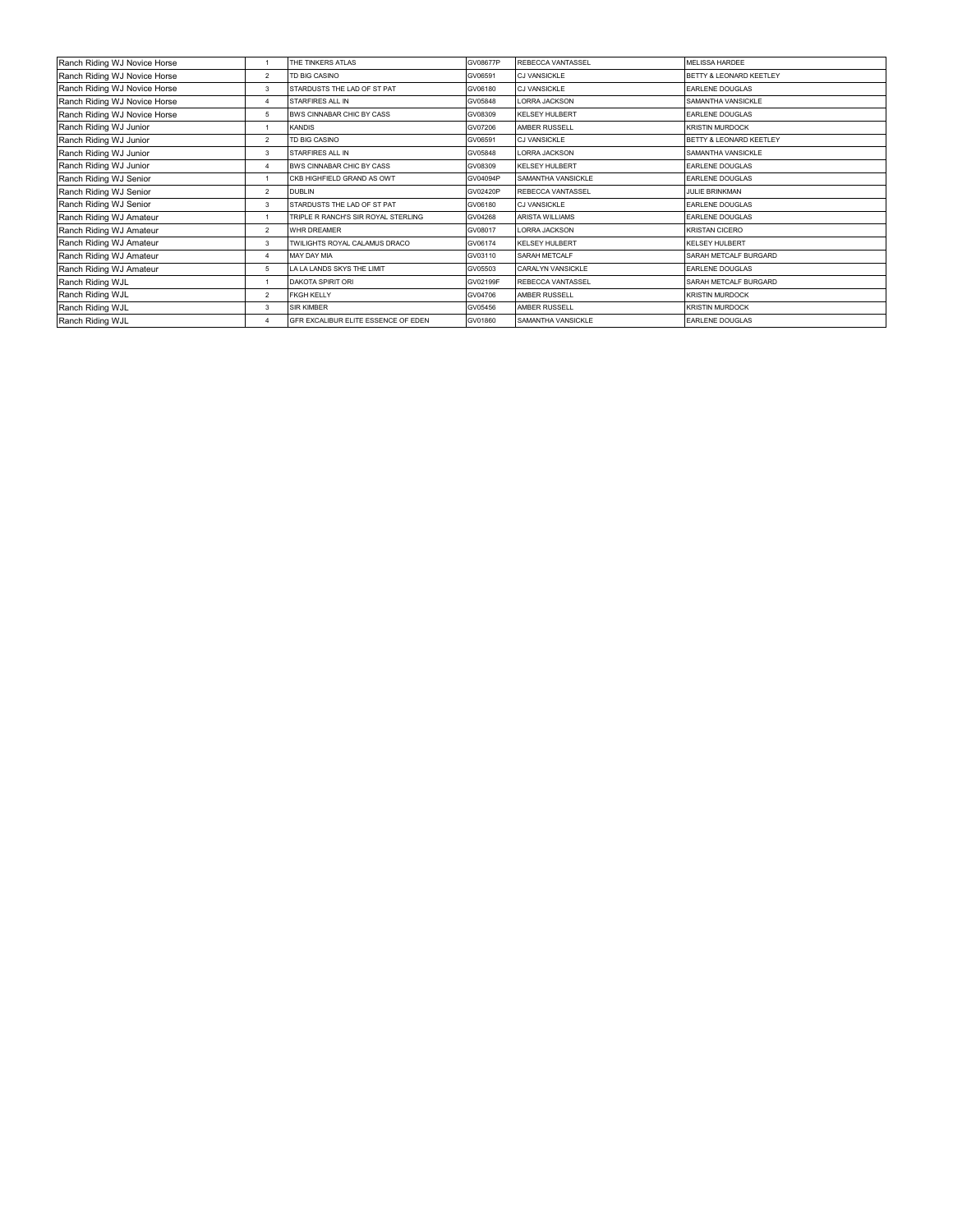| | | | | | |
|---|---|---|---|---|---|
| Ranch Riding WJ Novice Horse | 1 | THE TINKERS ATLAS | GV08677P | REBECCA VANTASSEL | MELISSA HARDEE |
| Ranch Riding WJ Novice Horse | 2 | TD BIG CASINO | GV06591 | CJ VANSICKLE | BETTY & LEONARD KEETLEY |
| Ranch Riding WJ Novice Horse | 3 | STARDUSTS THE LAD OF ST PAT | GV06180 | CJ VANSICKLE | EARLENE DOUGLAS |
| Ranch Riding WJ Novice Horse | 4 | STARFIRES ALL IN | GV05848 | LORRA JACKSON | SAMANTHA VANSICKLE |
| Ranch Riding WJ Novice Horse | 5 | BWS CINNABAR CHIC BY CASS | GV08309 | KELSEY HULBERT | EARLENE DOUGLAS |
| Ranch Riding WJ Junior | 1 | KANDIS | GV07206 | AMBER RUSSELL | KRISTIN MURDOCK |
| Ranch Riding WJ Junior | 2 | TD BIG CASINO | GV06591 | CJ VANSICKLE | BETTY & LEONARD KEETLEY |
| Ranch Riding WJ Junior | 3 | STARFIRES ALL IN | GV05848 | LORRA JACKSON | SAMANTHA VANSICKLE |
| Ranch Riding WJ Junior | 4 | BWS CINNABAR CHIC BY CASS | GV08309 | KELSEY HULBERT | EARLENE DOUGLAS |
| Ranch Riding WJ Senior | 1 | CKB HIGHFIELD GRAND AS OWT | GV04094P | SAMANTHA VANSICKLE | EARLENE DOUGLAS |
| Ranch Riding WJ Senior | 2 | DUBLIN | GV02420P | REBECCA VANTASSEL | JULIE BRINKMAN |
| Ranch Riding WJ Senior | 3 | STARDUSTS THE LAD OF ST PAT | GV06180 | CJ VANSICKLE | EARLENE DOUGLAS |
| Ranch Riding WJ Amateur | 1 | TRIPLE R RANCH'S SIR ROYAL STERLING | GV04268 | ARISTA WILLIAMS | EARLENE DOUGLAS |
| Ranch Riding WJ Amateur | 2 | WHR DREAMER | GV08017 | LORRA JACKSON | KRISTAN CICERO |
| Ranch Riding WJ Amateur | 3 | TWILIGHTS ROYAL CALAMUS DRACO | GV06174 | KELSEY HULBERT | KELSEY HULBERT |
| Ranch Riding WJ Amateur | 4 | MAY DAY MIA | GV03110 | SARAH METCALF | SARAH METCALF BURGARD |
| Ranch Riding WJ Amateur | 5 | LA LA LANDS SKYS THE LIMIT | GV05503 | CARALYN VANSICKLE | EARLENE DOUGLAS |
| Ranch Riding WJL | 1 | DAKOTA SPIRIT ORI | GV02199F | REBECCA VANTASSEL | SARAH METCALF BURGARD |
| Ranch Riding WJL | 2 | FKGH KELLY | GV04706 | AMBER RUSSELL | KRISTIN MURDOCK |
| Ranch Riding WJL | 3 | SIR KIMBER | GV05456 | AMBER RUSSELL | KRISTIN MURDOCK |
| Ranch Riding WJL | 4 | GFR EXCALIBUR ELITE ESSENCE OF EDEN | GV01860 | SAMANTHA VANSICKLE | EARLENE DOUGLAS |